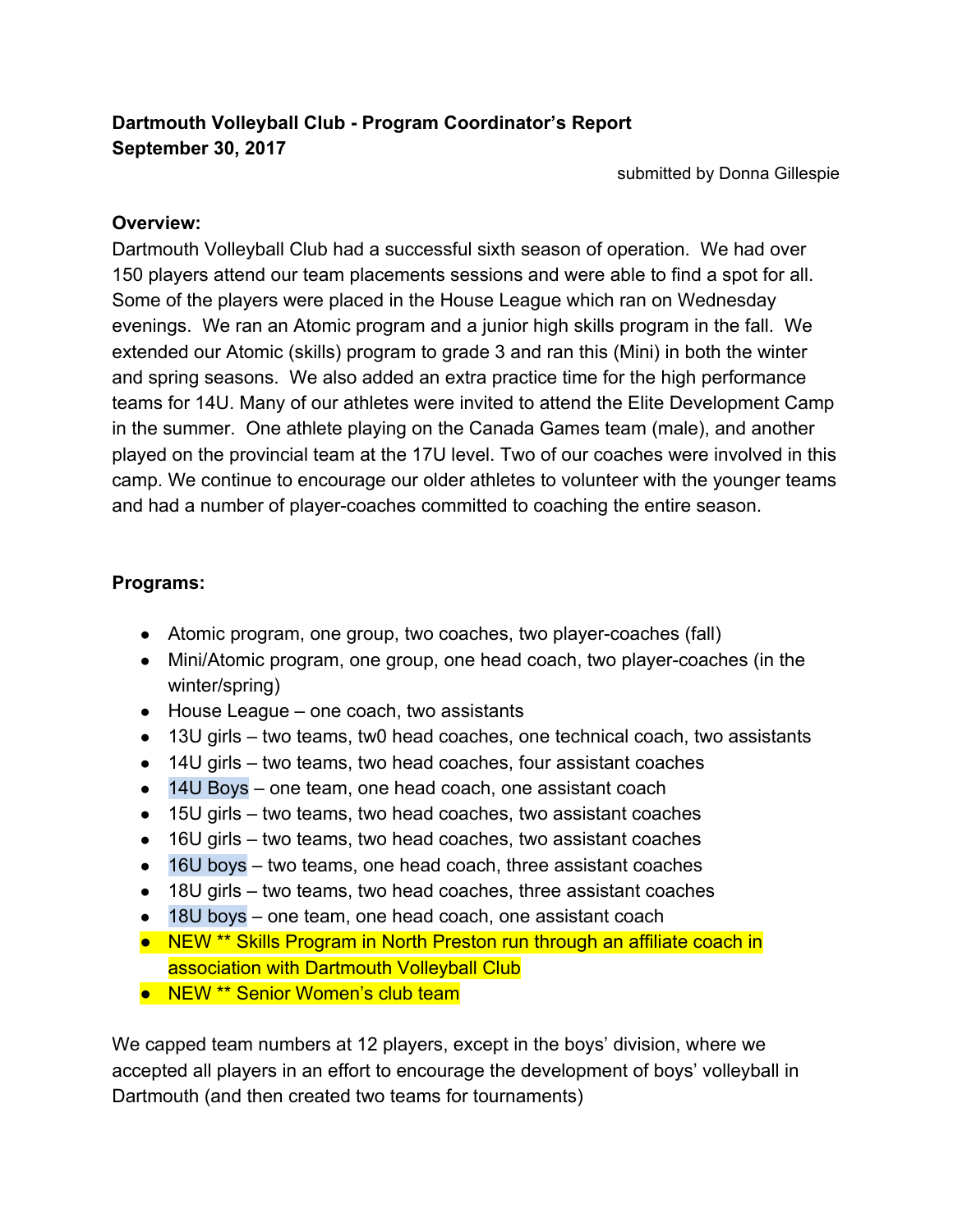**Dartmouth Volleyball Club - Program Coordinator's Report**
**September 30, 2017**

submitted by Donna Gillespie

**Overview:**
Dartmouth Volleyball Club had a successful sixth season of operation. We had over 150 players attend our team placements sessions and were able to find a spot for all. Some of the players were placed in the House League which ran on Wednesday evenings. We ran an Atomic program and a junior high skills program in the fall. We extended our Atomic (skills) program to grade 3 and ran this (Mini) in both the winter and spring seasons. We also added an extra practice time for the high performance teams for 14U. Many of our athletes were invited to attend the Elite Development Camp in the summer. One athlete playing on the Canada Games team (male), and another played on the provincial team at the 17U level. Two of our coaches were involved in this camp. We continue to encourage our older athletes to volunteer with the younger teams and had a number of player-coaches committed to coaching the entire season.

**Programs:**

- Atomic program, one group, two coaches, two player-coaches (fall)
- Mini/Atomic program, one group, one head coach, two player-coaches (in the winter/spring)
- House League – one coach, two assistants
- 13U girls – two teams, tw0 head coaches, one technical coach, two assistants
- 14U girls – two teams, two head coaches, four assistant coaches
- 14U Boys – one team, one head coach, one assistant coach
- 15U girls – two teams, two head coaches, two assistant coaches
- 16U girls – two teams, two head coaches, two assistant coaches
- 16U boys – two teams, one head coach, three assistant coaches
- 18U girls – two teams, two head coaches, three assistant coaches
- 18U boys – one team, one head coach, one assistant coach
- NEW ** Skills Program in North Preston run through an affiliate coach in association with Dartmouth Volleyball Club
- NEW ** Senior Women's club team

We capped team numbers at 12 players, except in the boys' division, where we accepted all players in an effort to encourage the development of boys' volleyball in Dartmouth (and then created two teams for tournaments)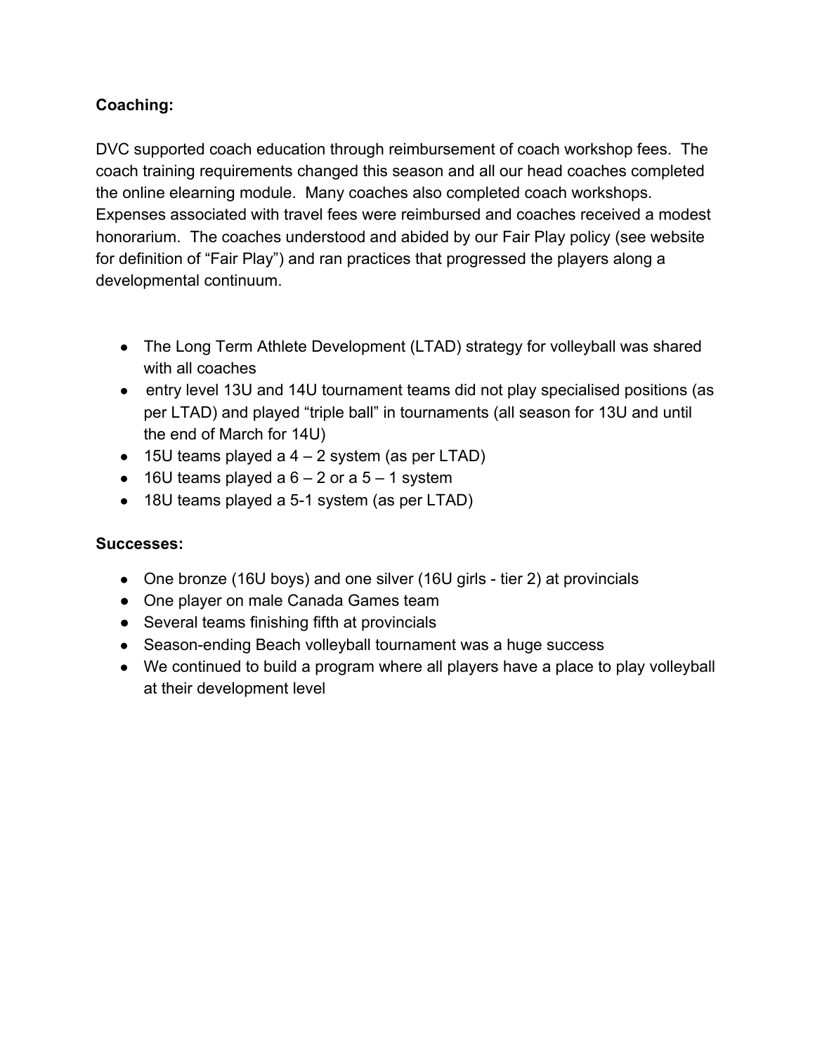**Coaching:**

DVC supported coach education through reimbursement of coach workshop fees. The coach training requirements changed this season and all our head coaches completed the online elearning module. Many coaches also completed coach workshops. Expenses associated with travel fees were reimbursed and coaches received a modest honorarium. The coaches understood and abided by our Fair Play policy (see website for definition of “Fair Play”) and ran practices that progressed the players along a developmental continuum.

- The Long Term Athlete Development (LTAD) strategy for volleyball was shared with all coaches
- entry level 13U and 14U tournament teams did not play specialised positions (as per LTAD) and played “triple ball” in tournaments (all season for 13U and until the end of March for 14U)
- 15U teams played a 4 – 2 system (as per LTAD)
- 16U teams played a 6 – 2 or a 5 – 1 system
- 18U teams played a 5-1 system (as per LTAD)

**Successes:**

- One bronze (16U boys) and one silver (16U girls - tier 2) at provincials
- One player on male Canada Games team
- Several teams finishing fifth at provincials
- Season-ending Beach volleyball tournament was a huge success
- We continued to build a program where all players have a place to play volleyball at their development level